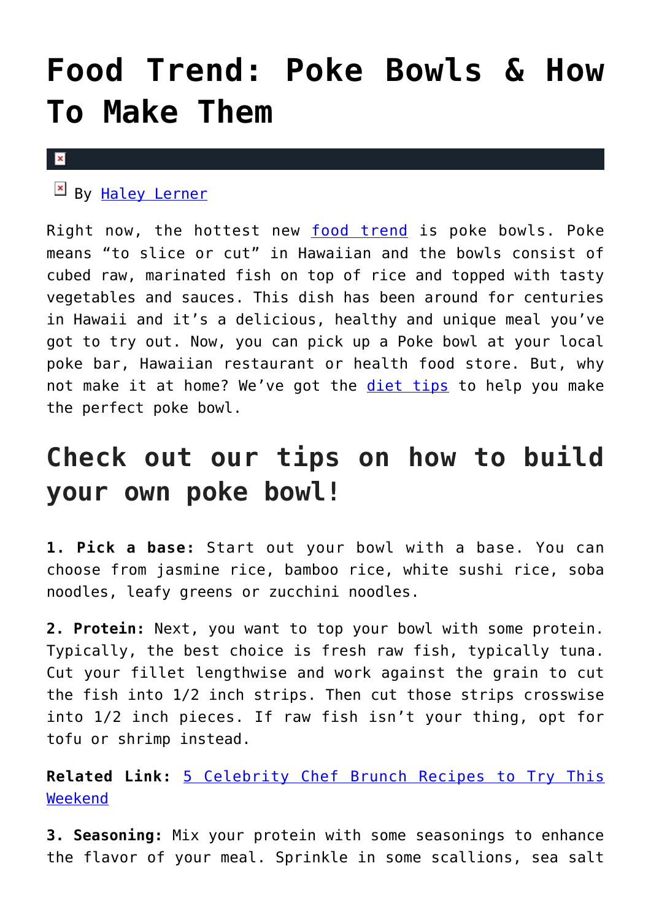# Food Trend: Poke Bowls & How To Make Them

By Haley Lerner

Right now, the hottest new food trend is poke bowls. Poke means "to slice or cut" in Hawaiian and the bowls consist of cubed raw, marinated fish on top of rice and topped with tasty vegetables and sauces. This dish has been around for centuries in Hawaii and it's a delicious, healthy and unique meal you've got to try out. Now, you can pick up a Poke bowl at your local poke bar, Hawaiian restaurant or health food store. But, why not make it at home? We've got the diet tips to help you make the perfect poke bowl.

## Check out our tips on how to build your own poke bowl!

**1. Pick a base:** Start out your bowl with a base. You can choose from jasmine rice, bamboo rice, white sushi rice, soba noodles, leafy greens or zucchini noodles.

**2. Protein:** Next, you want to top your bowl with some protein. Typically, the best choice is fresh raw fish, typically tuna. Cut your fillet lengthwise and work against the grain to cut the fish into 1/2 inch strips. Then cut those strips crosswise into 1/2 inch pieces. If raw fish isn't your thing, opt for tofu or shrimp instead.

**Related Link:** 5 Celebrity Chef Brunch Recipes to Try This Weekend

**3. Seasoning:** Mix your protein with some seasonings to enhance the flavor of your meal. Sprinkle in some scallions, sea salt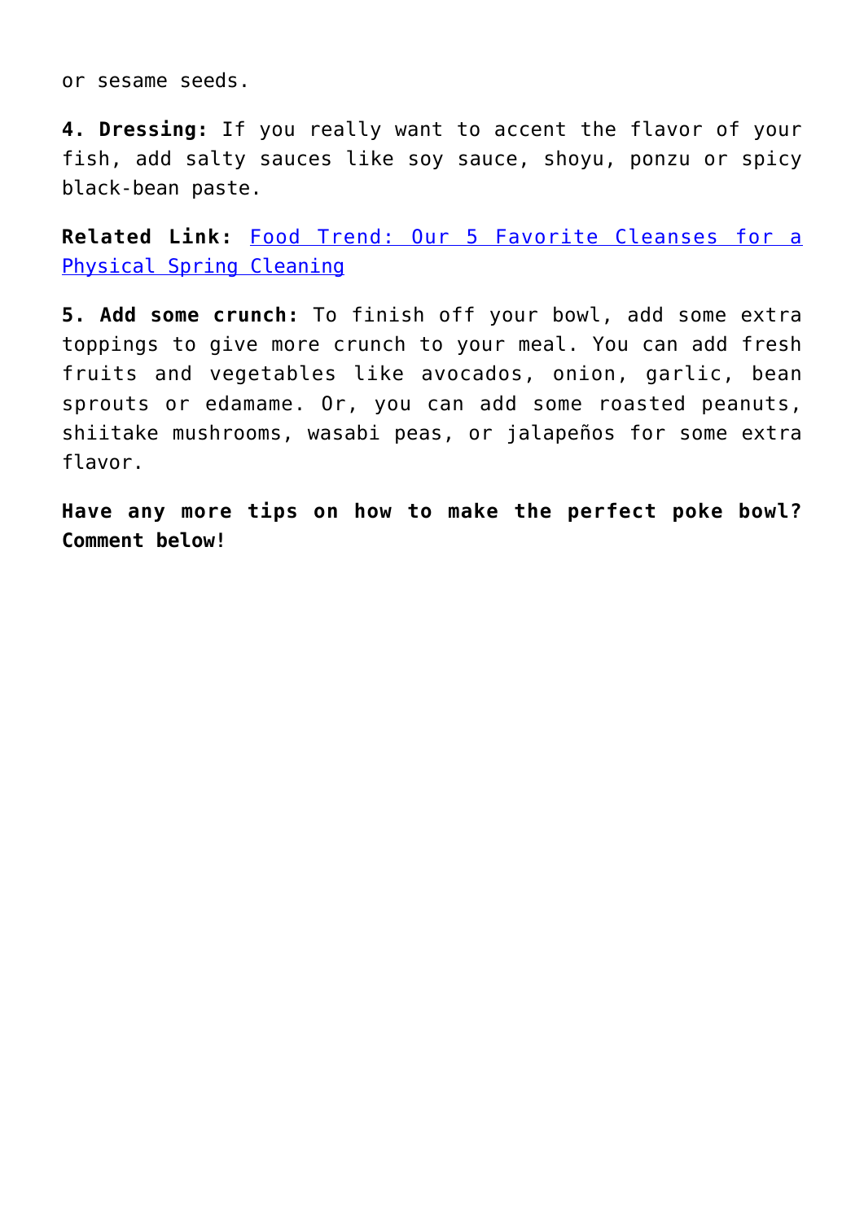or sesame seeds.

**4. Dressing:** If you really want to accent the flavor of your fish, add salty sauces like soy sauce, shoyu, ponzu or spicy black-bean paste.

**Related Link:** [Food Trend: Our 5 Favorite Cleanses for a Physical Spring Cleaning]()

**5. Add some crunch:** To finish off your bowl, add some extra toppings to give more crunch to your meal. You can add fresh fruits and vegetables like avocados, onion, garlic, bean sprouts or edamame. Or, you can add some roasted peanuts, shiitake mushrooms, wasabi peas, or jalapeños for some extra flavor.

**Have any more tips on how to make the perfect poke bowl? Comment below!**